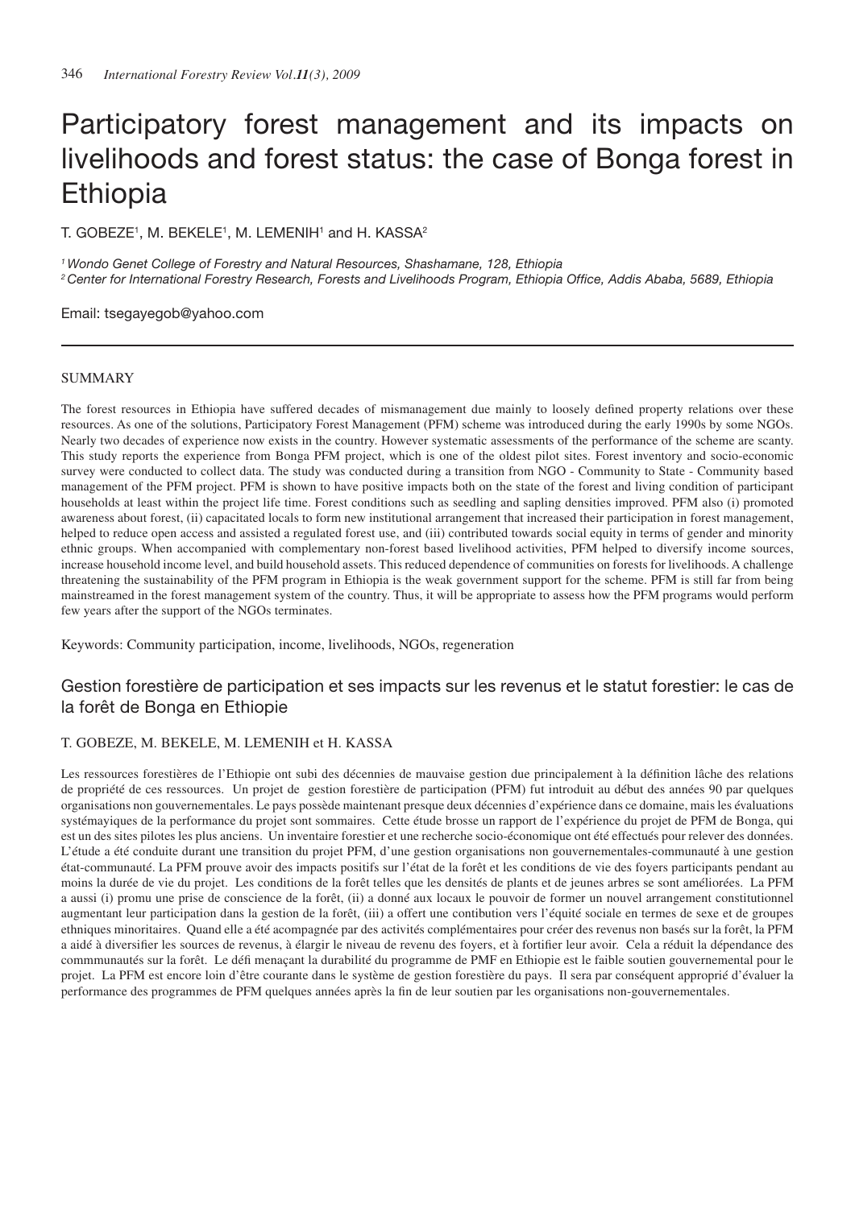# Participatory forest management and its impacts on livelihoods and forest status: the case of Bonga forest in Ethiopia

T. GOBEZE[1], M. BEKELE[1], M. LEMENIH[1] and H. KASSA[2]

*[1] Wondo Genet College of Forestry and Natural Resources, Shashamane, 128, Ethiopia*
*[2] Center for International Forestry Research, Forests and Livelihoods Program, Ethiopia Office, Addis Ababa, 5689, Ethiopia*

Email: tsegayegob@yahoo.com

## SUMMARY

The forest resources in Ethiopia have suffered decades of mismanagement due mainly to loosely defined property relations over these resources. As one of the solutions, Participatory Forest Management (PFM) scheme was introduced during the early 1990s by some NGOs. Nearly two decades of experience now exists in the country. However systematic assessments of the performance of the scheme are scanty. This study reports the experience from Bonga PFM project, which is one of the oldest pilot sites. Forest inventory and socio-economic survey were conducted to collect data. The study was conducted during a transition from NGO - Community to State - Community based management of the PFM project. PFM is shown to have positive impacts both on the state of the forest and living condition of participant households at least within the project life time. Forest conditions such as seedling and sapling densities improved. PFM also (i) promoted awareness about forest, (ii) capacitated locals to form new institutional arrangement that increased their participation in forest management, helped to reduce open access and assisted a regulated forest use, and (iii) contributed towards social equity in terms of gender and minority ethnic groups. When accompanied with complementary non-forest based livelihood activities, PFM helped to diversify income sources, increase household income level, and build household assets. This reduced dependence of communities on forests for livelihoods. A challenge threatening the sustainability of the PFM program in Ethiopia is the weak government support for the scheme. PFM is still far from being mainstreamed in the forest management system of the country. Thus, it will be appropriate to assess how the PFM programs would perform few years after the support of the NGOs terminates.

Keywords: Community participation, income, livelihoods, NGOs, regeneration

## Gestion forestière de participation et ses impacts sur les revenus et le statut forestier: le cas de la forêt de Bonga en Ethiopie

T. GOBEZE, M. BEKELE, M. LEMENIH et H. KASSA

Les ressources forestières de l'Ethiopie ont subi des décennies de mauvaise gestion due principalement à la définition lâche des relations de propriété de ces ressources. Un projet de gestion forestière de participation (PFM) fut introduit au début des années 90 par quelques organisations non gouvernementales. Le pays possède maintenant presque deux décennies d'expérience dans ce domaine, mais les évaluations systémayiques de la performance du projet sont sommaires. Cette étude brosse un rapport de l'expérience du projet de PFM de Bonga, qui est un des sites pilotes les plus anciens. Un inventaire forestier et une recherche socio-économique ont été effectués pour relever des données. L'étude a été conduite durant une transition du projet PFM, d'une gestion organisations non gouvernementales-communauté à une gestion état-communauté. La PFM prouve avoir des impacts positifs sur l'état de la forêt et les conditions de vie des foyers participants pendant au moins la durée de vie du projet. Les conditions de la forêt telles que les densités de plants et de jeunes arbres se sont améliorées. La PFM a aussi (i) promu une prise de conscience de la forêt, (ii) a donné aux locaux le pouvoir de former un nouvel arrangement constitutionnel augmentant leur participation dans la gestion de la forêt, (iii) a offert une contibution vers l'équité sociale en termes de sexe et de groupes ethniques minoritaires. Quand elle a été acompagnée par des activités complémentaires pour créer des revenus non basés sur la forêt, la PFM a aidé à diversifier les sources de revenus, à élargir le niveau de revenu des foyers, et à fortifier leur avoir. Cela a réduit la dépendance des commmunautés sur la forêt. Le défi menaçant la durabilité du programme de PMF en Ethiopie est le faible soutien gouvernemental pour le projet. La PFM est encore loin d'être courante dans le système de gestion forestière du pays. Il sera par conséquent approprié d'évaluer la performance des programmes de PFM quelques années après la fin de leur soutien par les organisations non-gouvernementales.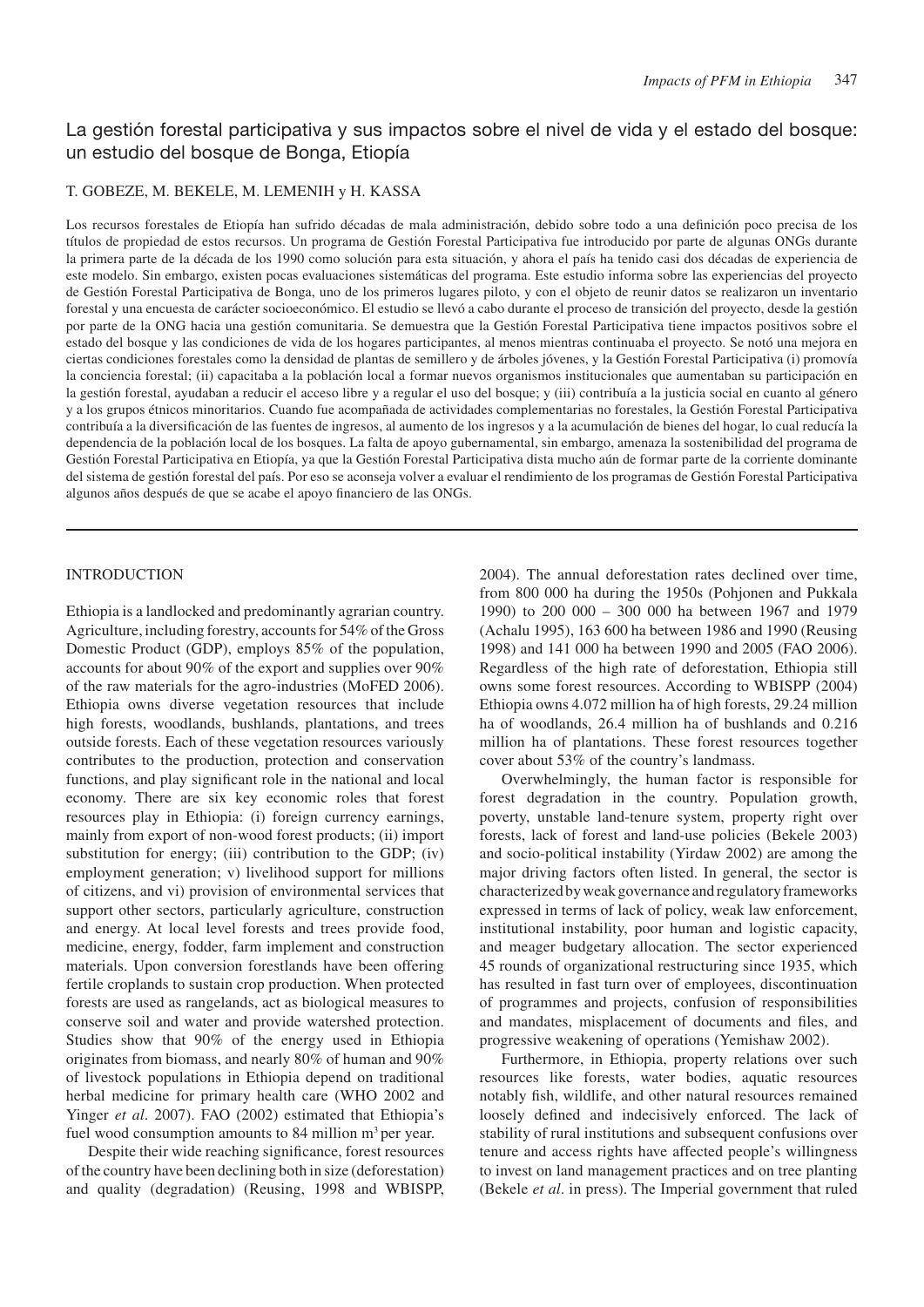## La gestión forestal participativa y sus impactos sobre el nivel de vida y el estado del bosque: un estudio del bosque de Bonga, Etiopía

T. GOBEZE, M. BEKELE, M. LEMENIH y H. KASSA

Los recursos forestales de Etiopía han sufrido décadas de mala administración, debido sobre todo a una definición poco precisa de los títulos de propiedad de estos recursos. Un programa de Gestión Forestal Participativa fue introducido por parte de algunas ONGs durante la primera parte de la década de los 1990 como solución para esta situación, y ahora el país ha tenido casi dos décadas de experiencia de este modelo. Sin embargo, existen pocas evaluaciones sistemáticas del programa. Este estudio informa sobre las experiencias del proyecto de Gestión Forestal Participativa de Bonga, uno de los primeros lugares piloto, y con el objeto de reunir datos se realizaron un inventario forestal y una encuesta de carácter socioeconómico. El estudio se llevó a cabo durante el proceso de transición del proyecto, desde la gestión por parte de la ONG hacia una gestión comunitaria. Se demuestra que la Gestión Forestal Participativa tiene impactos positivos sobre el estado del bosque y las condiciones de vida de los hogares participantes, al menos mientras continuaba el proyecto. Se notó una mejora en ciertas condiciones forestales como la densidad de plantas de semillero y de árboles jóvenes, y la Gestión Forestal Participativa (i) promovía la conciencia forestal; (ii) capacitaba a la población local a formar nuevos organismos institucionales que aumentaban su participación en la gestión forestal, ayudaban a reducir el acceso libre y a regular el uso del bosque; y (iii) contribuía a la justicia social en cuanto al género y a los grupos étnicos minoritarios. Cuando fue acompañada de actividades complementarias no forestales, la Gestión Forestal Participativa contribuía a la diversificación de las fuentes de ingresos, al aumento de los ingresos y a la acumulación de bienes del hogar, lo cual reducía la dependencia de la población local de los bosques. La falta de apoyo gubernamental, sin embargo, amenaza la sostenibilidad del programa de Gestión Forestal Participativa en Etiopía, ya que la Gestión Forestal Participativa dista mucho aún de formar parte de la corriente dominante del sistema de gestión forestal del país. Por eso se aconseja volver a evaluar el rendimiento de los programas de Gestión Forestal Participativa algunos años después de que se acabe el apoyo financiero de las ONGs.

## INTRODUCTION

Ethiopia is a landlocked and predominantly agrarian country. Agriculture, including forestry, accounts for 54% of the Gross Domestic Product (GDP), employs 85% of the population, accounts for about 90% of the export and supplies over 90% of the raw materials for the agro-industries (MoFED 2006). Ethiopia owns diverse vegetation resources that include high forests, woodlands, bushlands, plantations, and trees outside forests. Each of these vegetation resources variously contributes to the production, protection and conservation functions, and play significant role in the national and local economy. There are six key economic roles that forest resources play in Ethiopia: (i) foreign currency earnings, mainly from export of non-wood forest products; (ii) import substitution for energy; (iii) contribution to the GDP; (iv) employment generation; v) livelihood support for millions of citizens, and vi) provision of environmental services that support other sectors, particularly agriculture, construction and energy. At local level forests and trees provide food, medicine, energy, fodder, farm implement and construction materials. Upon conversion forestlands have been offering fertile croplands to sustain crop production. When protected forests are used as rangelands, act as biological measures to conserve soil and water and provide watershed protection. Studies show that 90% of the energy used in Ethiopia originates from biomass, and nearly 80% of human and 90% of livestock populations in Ethiopia depend on traditional herbal medicine for primary health care (WHO 2002 and Yinger *et al*. 2007). FAO (2002) estimated that Ethiopia's fuel wood consumption amounts to 84 million $m^3$ per year.

Despite their wide reaching significance, forest resources of the country have been declining both in size (deforestation) and quality (degradation) (Reusing, 1998 and WBISPP, 2004). The annual deforestation rates declined over time, from 800 000 ha during the 1950s (Pohjonen and Pukkala 1990) to 200 000 – 300 000 ha between 1967 and 1979 (Achalu 1995), 163 600 ha between 1986 and 1990 (Reusing 1998) and 141 000 ha between 1990 and 2005 (FAO 2006). Regardless of the high rate of deforestation, Ethiopia still owns some forest resources. According to WBISPP (2004) Ethiopia owns 4.072 million ha of high forests, 29.24 million ha of woodlands, 26.4 million ha of bushlands and 0.216 million ha of plantations. These forest resources together cover about 53% of the country's landmass.

Overwhelmingly, the human factor is responsible for forest degradation in the country. Population growth, poverty, unstable land-tenure system, property right over forests, lack of forest and land-use policies (Bekele 2003) and socio-political instability (Yirdaw 2002) are among the major driving factors often listed. In general, the sector is characterized by weak governance and regulatory frameworks expressed in terms of lack of policy, weak law enforcement, institutional instability, poor human and logistic capacity, and meager budgetary allocation. The sector experienced 45 rounds of organizational restructuring since 1935, which has resulted in fast turn over of employees, discontinuation of programmes and projects, confusion of responsibilities and mandates, misplacement of documents and files, and progressive weakening of operations (Yemishaw 2002).

Furthermore, in Ethiopia, property relations over such resources like forests, water bodies, aquatic resources notably fish, wildlife, and other natural resources remained loosely defined and indecisively enforced. The lack of stability of rural institutions and subsequent confusions over tenure and access rights have affected people's willingness to invest on land management practices and on tree planting (Bekele *et al*. in press). The Imperial government that ruled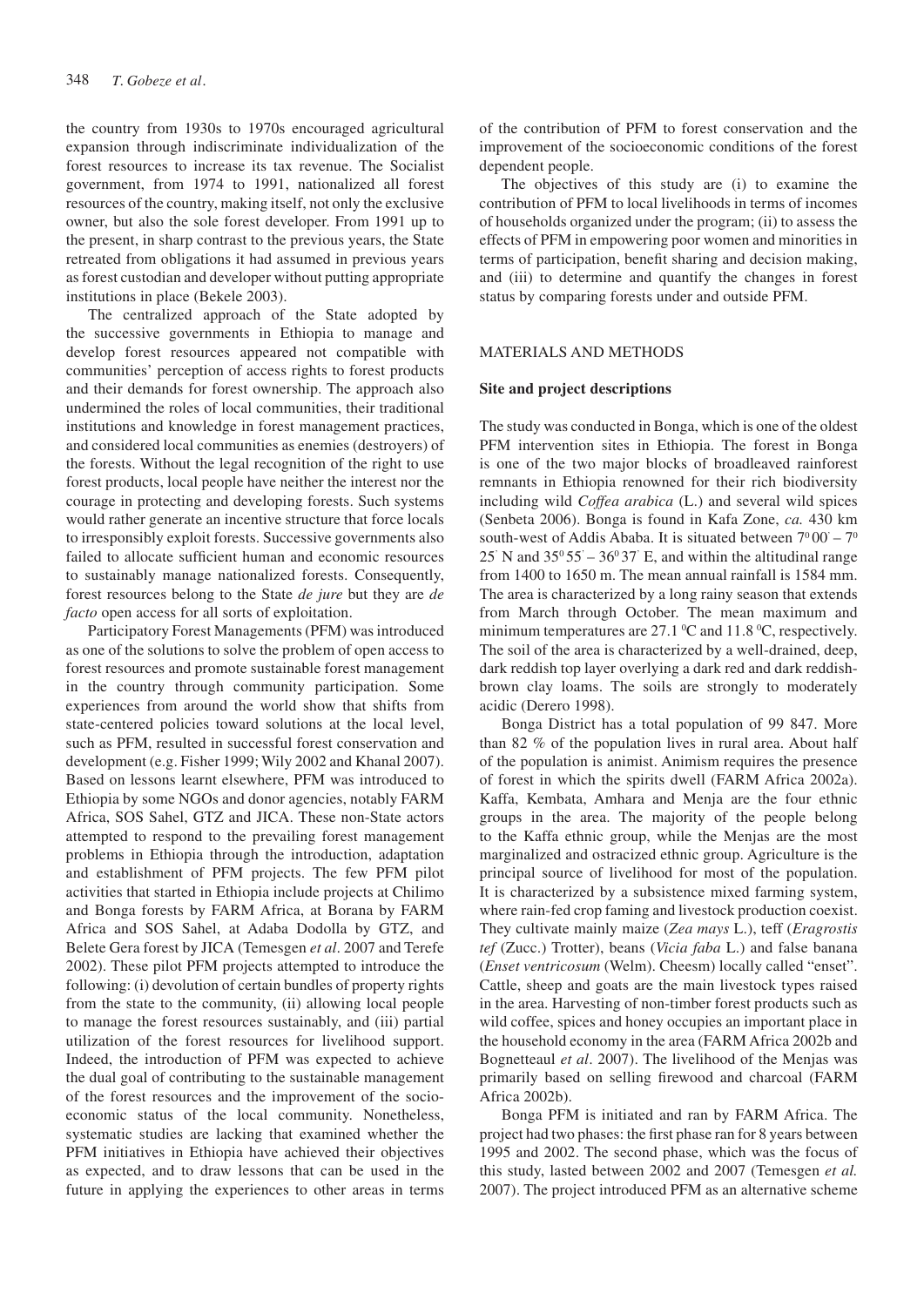the country from 1930s to 1970s encouraged agricultural expansion through indiscriminate individualization of the forest resources to increase its tax revenue. The Socialist government, from 1974 to 1991, nationalized all forest resources of the country, making itself, not only the exclusive owner, but also the sole forest developer. From 1991 up to the present, in sharp contrast to the previous years, the State retreated from obligations it had assumed in previous years as forest custodian and developer without putting appropriate institutions in place (Bekele 2003).

The centralized approach of the State adopted by the successive governments in Ethiopia to manage and develop forest resources appeared not compatible with communities' perception of access rights to forest products and their demands for forest ownership. The approach also undermined the roles of local communities, their traditional institutions and knowledge in forest management practices, and considered local communities as enemies (destroyers) of the forests. Without the legal recognition of the right to use forest products, local people have neither the interest nor the courage in protecting and developing forests. Such systems would rather generate an incentive structure that force locals to irresponsibly exploit forests. Successive governments also failed to allocate sufficient human and economic resources to sustainably manage nationalized forests. Consequently, forest resources belong to the State *de jure* but they are *de facto* open access for all sorts of exploitation.

Participatory Forest Managements (PFM) was introduced as one of the solutions to solve the problem of open access to forest resources and promote sustainable forest management in the country through community participation. Some experiences from around the world show that shifts from state-centered policies toward solutions at the local level, such as PFM, resulted in successful forest conservation and development (e.g. Fisher 1999; Wily 2002 and Khanal 2007). Based on lessons learnt elsewhere, PFM was introduced to Ethiopia by some NGOs and donor agencies, notably FARM Africa, SOS Sahel, GTZ and JICA. These non-State actors attempted to respond to the prevailing forest management problems in Ethiopia through the introduction, adaptation and establishment of PFM projects. The few PFM pilot activities that started in Ethiopia include projects at Chilimo and Bonga forests by FARM Africa, at Borana by FARM Africa and SOS Sahel, at Adaba Dodolla by GTZ, and Belete Gera forest by JICA (Temesgen *et al*. 2007 and Terefe 2002). These pilot PFM projects attempted to introduce the following: (i) devolution of certain bundles of property rights from the state to the community, (ii) allowing local people to manage the forest resources sustainably, and (iii) partial utilization of the forest resources for livelihood support. Indeed, the introduction of PFM was expected to achieve the dual goal of contributing to the sustainable management of the forest resources and the improvement of the socio-economic status of the local community. Nonetheless, systematic studies are lacking that examined whether the PFM initiatives in Ethiopia have achieved their objectives as expected, and to draw lessons that can be used in the future in applying the experiences to other areas in terms of the contribution of PFM to forest conservation and the improvement of the socioeconomic conditions of the forest dependent people.

The objectives of this study are (i) to examine the contribution of PFM to local livelihoods in terms of incomes of households organized under the program; (ii) to assess the effects of PFM in empowering poor women and minorities in terms of participation, benefit sharing and decision making, and (iii) to determine and quantify the changes in forest status by comparing forests under and outside PFM.

## MATERIALS AND METHODS

### Site and project descriptions

The study was conducted in Bonga, which is one of the oldest PFM intervention sites in Ethiopia. The forest in Bonga is one of the two major blocks of broadleaved rainforest remnants in Ethiopia renowned for their rich biodiversity including wild *Coffea arabica* (L.) and several wild spices (Senbeta 2006). Bonga is found in Kafa Zone, *ca.* 430 km south-west of Addis Ababa. It is situated between $7^0 00' – 7^0 25'$ N and $35^0 55' – 36^0 37'$ E, and within the altitudinal range from 1400 to 1650 m. The mean annual rainfall is 1584 mm. The area is characterized by a long rainy season that extends from March through October. The mean maximum and minimum temperatures are 27.1 $^0$C and 11.8 $^0$C, respectively. The soil of the area is characterized by a well-drained, deep, dark reddish top layer overlying a dark red and dark reddish-brown clay loams. The soils are strongly to moderately acidic (Derero 1998).

Bonga District has a total population of 99 847. More than 82 % of the population lives in rural area. About half of the population is animist. Animism requires the presence of forest in which the spirits dwell (FARM Africa 2002a). Kaffa, Kembata, Amhara and Menja are the four ethnic groups in the area. The majority of the people belong to the Kaffa ethnic group, while the Menjas are the most marginalized and ostracized ethnic group. Agriculture is the principal source of livelihood for most of the population. It is characterized by a subsistence mixed farming system, where rain-fed crop faming and livestock production coexist. They cultivate mainly maize (*Zea mays* L.), teff (*Eragrostis tef* (Zucc.) Trotter), beans (*Vicia faba* L.) and false banana (*Enset ventricosum* (Welm). Cheesm) locally called "enset". Cattle, sheep and goats are the main livestock types raised in the area. Harvesting of non-timber forest products such as wild coffee, spices and honey occupies an important place in the household economy in the area (FARM Africa 2002b and Bognetteaul *et al*. 2007). The livelihood of the Menjas was primarily based on selling firewood and charcoal (FARM Africa 2002b).

Bonga PFM is initiated and ran by FARM Africa. The project had two phases: the first phase ran for 8 years between 1995 and 2002. The second phase, which was the focus of this study, lasted between 2002 and 2007 (Temesgen *et al.* 2007). The project introduced PFM as an alternative scheme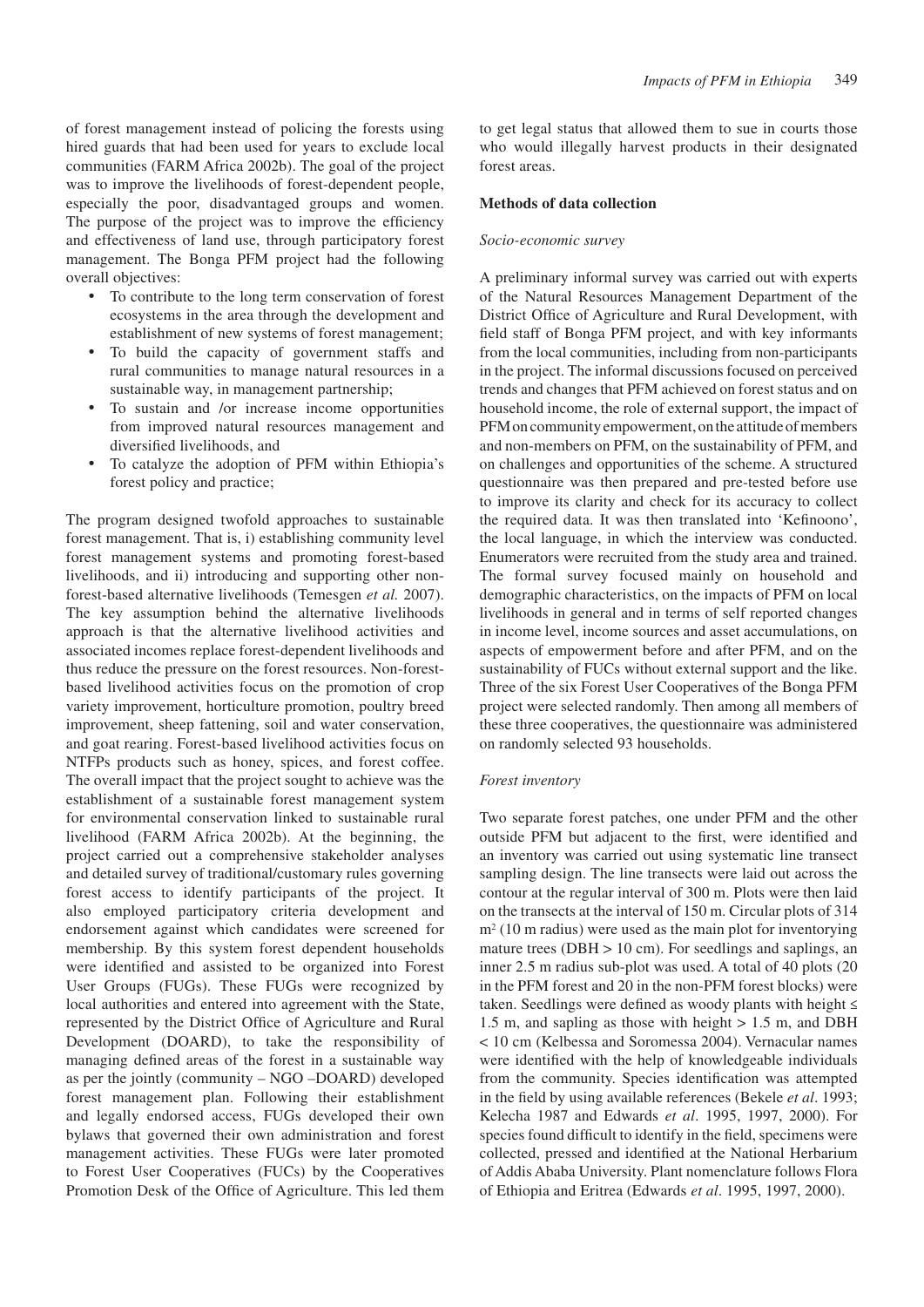of forest management instead of policing the forests using hired guards that had been used for years to exclude local communities (FARM Africa 2002b). The goal of the project was to improve the livelihoods of forest-dependent people, especially the poor, disadvantaged groups and women. The purpose of the project was to improve the efficiency and effectiveness of land use, through participatory forest management. The Bonga PFM project had the following overall objectives:

- To contribute to the long term conservation of forest ecosystems in the area through the development and establishment of new systems of forest management;
- To build the capacity of government staffs and rural communities to manage natural resources in a sustainable way, in management partnership;
- To sustain and /or increase income opportunities from improved natural resources management and diversified livelihoods, and
- To catalyze the adoption of PFM within Ethiopia's forest policy and practice;

The program designed twofold approaches to sustainable forest management. That is, i) establishing community level forest management systems and promoting forest-based livelihoods, and ii) introducing and supporting other non-forest-based alternative livelihoods (Temesgen *et al.* 2007). The key assumption behind the alternative livelihoods approach is that the alternative livelihood activities and associated incomes replace forest-dependent livelihoods and thus reduce the pressure on the forest resources. Non-forest-based livelihood activities focus on the promotion of crop variety improvement, horticulture promotion, poultry breed improvement, sheep fattening, soil and water conservation, and goat rearing. Forest-based livelihood activities focus on NTFPs products such as honey, spices, and forest coffee. The overall impact that the project sought to achieve was the establishment of a sustainable forest management system for environmental conservation linked to sustainable rural livelihood (FARM Africa 2002b). At the beginning, the project carried out a comprehensive stakeholder analyses and detailed survey of traditional/customary rules governing forest access to identify participants of the project. It also employed participatory criteria development and endorsement against which candidates were screened for membership. By this system forest dependent households were identified and assisted to be organized into Forest User Groups (FUGs). These FUGs were recognized by local authorities and entered into agreement with the State, represented by the District Office of Agriculture and Rural Development (DOARD), to take the responsibility of managing defined areas of the forest in a sustainable way as per the jointly (community – NGO –DOARD) developed forest management plan. Following their establishment and legally endorsed access, FUGs developed their own bylaws that governed their own administration and forest management activities. These FUGs were later promoted to Forest User Cooperatives (FUCs) by the Cooperatives Promotion Desk of the Office of Agriculture. This led them to get legal status that allowed them to sue in courts those who would illegally harvest products in their designated forest areas.

## Methods of data collection

### *Socio-economic survey*

A preliminary informal survey was carried out with experts of the Natural Resources Management Department of the District Office of Agriculture and Rural Development, with field staff of Bonga PFM project, and with key informants from the local communities, including from non-participants in the project. The informal discussions focused on perceived trends and changes that PFM achieved on forest status and on household income, the role of external support, the impact of PFM on community empowerment, on the attitude of members and non-members on PFM, on the sustainability of PFM, and on challenges and opportunities of the scheme. A structured questionnaire was then prepared and pre-tested before use to improve its clarity and check for its accuracy to collect the required data. It was then translated into 'Kefinoono', the local language, in which the interview was conducted. Enumerators were recruited from the study area and trained. The formal survey focused mainly on household and demographic characteristics, on the impacts of PFM on local livelihoods in general and in terms of self reported changes in income level, income sources and asset accumulations, on aspects of empowerment before and after PFM, and on the sustainability of FUCs without external support and the like. Three of the six Forest User Cooperatives of the Bonga PFM project were selected randomly. Then among all members of these three cooperatives, the questionnaire was administered on randomly selected 93 households.

### *Forest inventory*

Two separate forest patches, one under PFM and the other outside PFM but adjacent to the first, were identified and an inventory was carried out using systematic line transect sampling design. The line transects were laid out across the contour at the regular interval of 300 m. Plots were then laid on the transects at the interval of 150 m. Circular plots of 314 $m^2$ (10 m radius) were used as the main plot for inventorying mature trees (DBH > 10 cm). For seedlings and saplings, an inner 2.5 m radius sub-plot was used. A total of 40 plots (20 in the PFM forest and 20 in the non-PFM forest blocks) were taken. Seedlings were defined as woody plants with height ≤ 1.5 m, and sapling as those with height > 1.5 m, and DBH < 10 cm (Kelbessa and Soromessa 2004). Vernacular names were identified with the help of knowledgeable individuals from the community. Species identification was attempted in the field by using available references (Bekele *et al*. 1993; Kelecha 1987 and Edwards *et al*. 1995, 1997, 2000). For species found difficult to identify in the field, specimens were collected, pressed and identified at the National Herbarium of Addis Ababa University. Plant nomenclature follows Flora of Ethiopia and Eritrea (Edwards *et al*. 1995, 1997, 2000).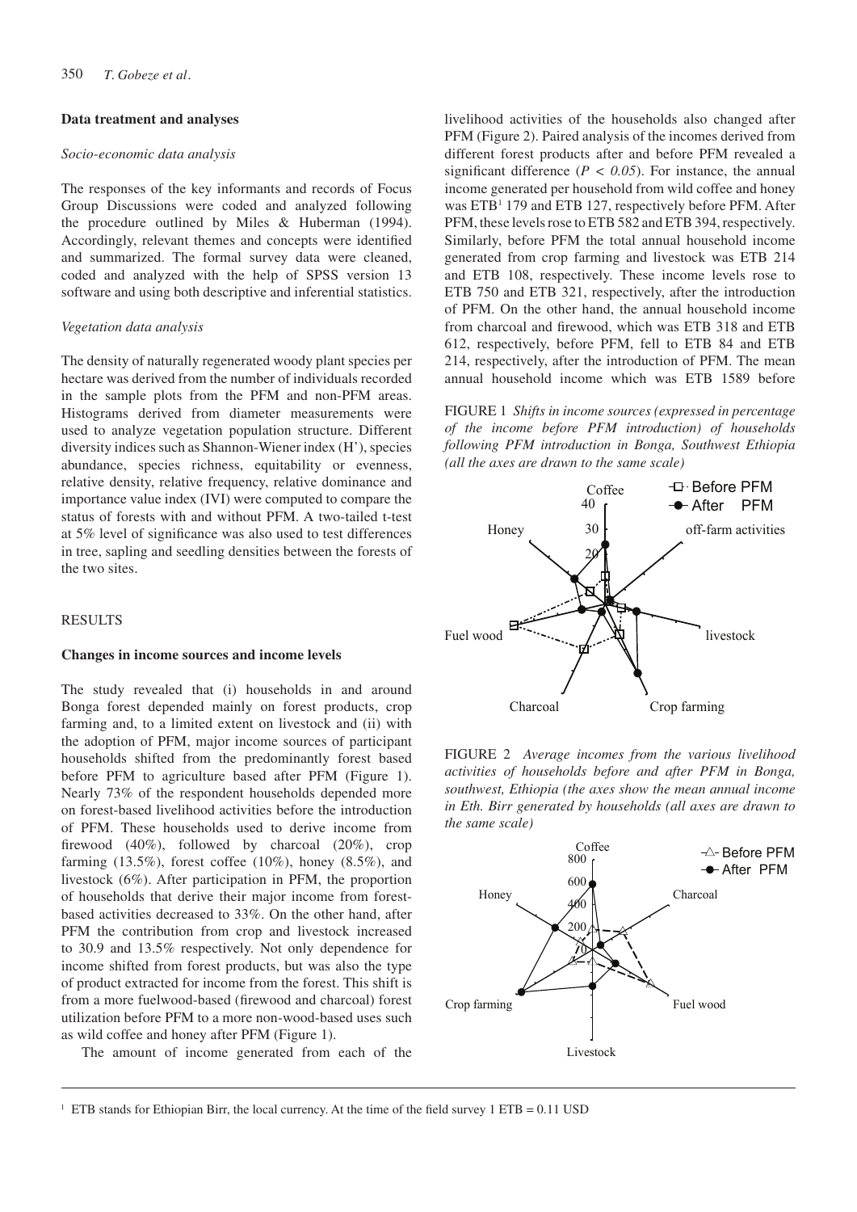#### Data treatment and analyses

*Socio-economic data analysis*

The responses of the key informants and records of Focus Group Discussions were coded and analyzed following the procedure outlined by Miles & Huberman (1994). Accordingly, relevant themes and concepts were identified and summarized. The formal survey data were cleaned, coded and analyzed with the help of SPSS version 13 software and using both descriptive and inferential statistics.

*Vegetation data analysis*

The density of naturally regenerated woody plant species per hectare was derived from the number of individuals recorded in the sample plots from the PFM and non-PFM areas. Histograms derived from diameter measurements were used to analyze vegetation population structure. Different diversity indices such as Shannon-Wiener index (H'), species abundance, species richness, equitability or evenness, relative density, relative frequency, relative dominance and importance value index (IVI) were computed to compare the status of forests with and without PFM. A two-tailed t-test at 5% level of significance was also used to test differences in tree, sapling and seedling densities between the forests of the two sites.

### RESULTS

#### Changes in income sources and income levels

The study revealed that (i) households in and around Bonga forest depended mainly on forest products, crop farming and, to a limited extent on livestock and (ii) with the adoption of PFM, major income sources of participant households shifted from the predominantly forest based before PFM to agriculture based after PFM (Figure 1). Nearly 73% of the respondent households depended more on forest-based livelihood activities before the introduction of PFM. These households used to derive income from firewood (40%), followed by charcoal (20%), crop farming (13.5%), forest coffee (10%), honey (8.5%), and livestock (6%). After participation in PFM, the proportion of households that derive their major income from forest-based activities decreased to 33%. On the other hand, after PFM the contribution from crop and livestock increased to 30.9 and 13.5% respectively. Not only dependence for income shifted from forest products, but was also the type of product extracted for income from the forest. This shift is from a more fuelwood-based (firewood and charcoal) forest utilization before PFM to a more non-wood-based uses such as wild coffee and honey after PFM (Figure 1).

The amount of income generated from each of the livelihood activities of the households also changed after PFM (Figure 2). Paired analysis of the incomes derived from different forest products after and before PFM revealed a significant difference ($P < 0.05$). For instance, the annual income generated per household from wild coffee and honey was ETB[1] 179 and ETB 127, respectively before PFM. After PFM, these levels rose to ETB 582 and ETB 394, respectively. Similarly, before PFM the total annual household income generated from crop farming and livestock was ETB 214 and ETB 108, respectively. These income levels rose to ETB 750 and ETB 321, respectively, after the introduction of PFM. On the other hand, the annual household income from charcoal and firewood, which was ETB 318 and ETB 612, respectively, before PFM, fell to ETB 84 and ETB 214, respectively, after the introduction of PFM. The mean annual household income which was ETB 1589 before

FIGURE 1 *Shifts in income sources (expressed in percentage of the income before PFM introduction) of households following PFM introduction in Bonga, Southwest Ethiopia (all the axes are drawn to the same scale)*

FIGURE 2 *Average incomes from the various livelihood activities of households before and after PFM in Bonga, southwest, Ethiopia (the axes show the mean annual income in Eth. Birr generated by households (all axes are drawn to the same scale)*

[1] ETB stands for Ethiopian Birr, the local currency. At the time of the field survey 1 ETB = 0.11 USD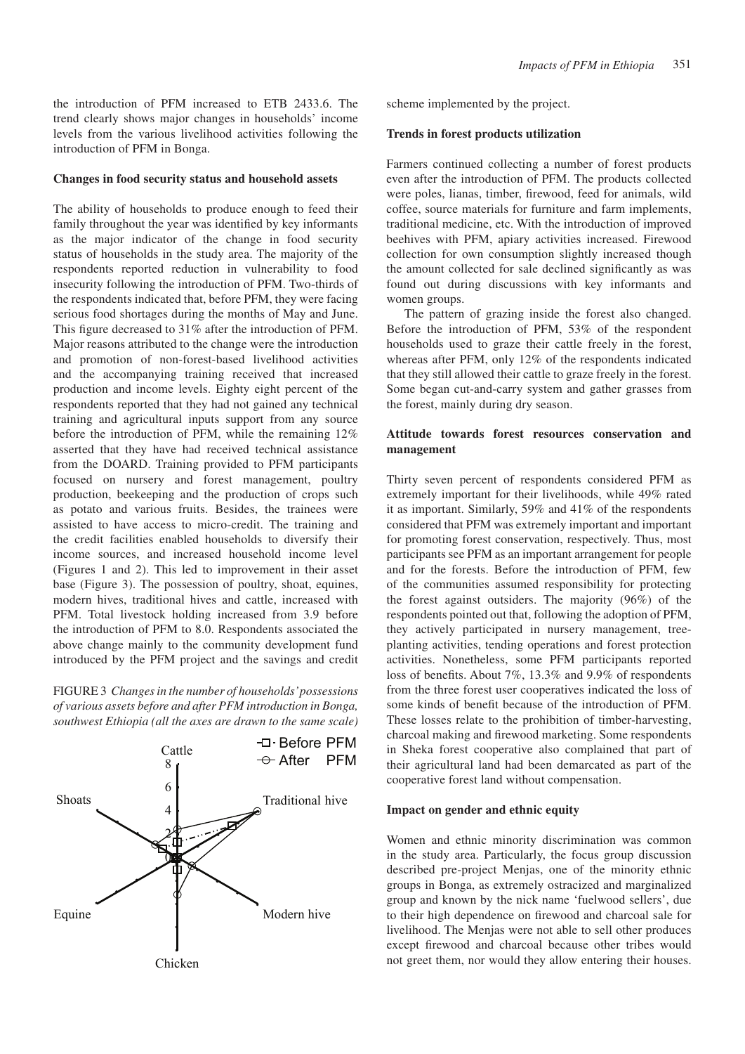the introduction of PFM increased to ETB 2433.6. The trend clearly shows major changes in households' income levels from the various livelihood activities following the introduction of PFM in Bonga.

### Changes in food security status and household assets

The ability of households to produce enough to feed their family throughout the year was identified by key informants as the major indicator of the change in food security status of households in the study area. The majority of the respondents reported reduction in vulnerability to food insecurity following the introduction of PFM. Two-thirds of the respondents indicated that, before PFM, they were facing serious food shortages during the months of May and June. This figure decreased to 31% after the introduction of PFM. Major reasons attributed to the change were the introduction and promotion of non-forest-based livelihood activities and the accompanying training received that increased production and income levels. Eighty eight percent of the respondents reported that they had not gained any technical training and agricultural inputs support from any source before the introduction of PFM, while the remaining 12% asserted that they have had received technical assistance from the DOARD. Training provided to PFM participants focused on nursery and forest management, poultry production, beekeeping and the production of crops such as potato and various fruits. Besides, the trainees were assisted to have access to micro-credit. The training and the credit facilities enabled households to diversify their income sources, and increased household income level (Figures 1 and 2). This led to improvement in their asset base (Figure 3). The possession of poultry, shoat, equines, modern hives, traditional hives and cattle, increased with PFM. Total livestock holding increased from 3.9 before the introduction of PFM to 8.0. Respondents associated the above change mainly to the community development fund introduced by the PFM project and the savings and credit scheme implemented by the project.

FIGURE 3 *Changes in the number of households' possessions of various assets before and after PFM introduction in Bonga, southwest Ethiopia (all the axes are drawn to the same scale)*

### Trends in forest products utilization

Farmers continued collecting a number of forest products even after the introduction of PFM. The products collected were poles, lianas, timber, firewood, feed for animals, wild coffee, source materials for furniture and farm implements, traditional medicine, etc. With the introduction of improved beehives with PFM, apiary activities increased. Firewood collection for own consumption slightly increased though the amount collected for sale declined significantly as was found out during discussions with key informants and women groups.

The pattern of grazing inside the forest also changed. Before the introduction of PFM, 53% of the respondent households used to graze their cattle freely in the forest, whereas after PFM, only 12% of the respondents indicated that they still allowed their cattle to graze freely in the forest. Some began cut-and-carry system and gather grasses from the forest, mainly during dry season.

### Attitude towards forest resources conservation and management

Thirty seven percent of respondents considered PFM as extremely important for their livelihoods, while 49% rated it as important. Similarly, 59% and 41% of the respondents considered that PFM was extremely important and important for promoting forest conservation, respectively. Thus, most participants see PFM as an important arrangement for people and for the forests. Before the introduction of PFM, few of the communities assumed responsibility for protecting the forest against outsiders. The majority (96%) of the respondents pointed out that, following the adoption of PFM, they actively participated in nursery management, tree-planting activities, tending operations and forest protection activities. Nonetheless, some PFM participants reported loss of benefits. About 7%, 13.3% and 9.9% of respondents from the three forest user cooperatives indicated the loss of some kinds of benefit because of the introduction of PFM. These losses relate to the prohibition of timber-harvesting, charcoal making and firewood marketing. Some respondents in Sheka forest cooperative also complained that part of their agricultural land had been demarcated as part of the cooperative forest land without compensation.

### Impact on gender and ethnic equity

Women and ethnic minority discrimination was common in the study area. Particularly, the focus group discussion described pre-project Menjas, one of the minority ethnic groups in Bonga, as extremely ostracized and marginalized group and known by the nick name 'fuelwood sellers', due to their high dependence on firewood and charcoal sale for livelihood. The Menjas were not able to sell other produces except firewood and charcoal because other tribes would not greet them, nor would they allow entering their houses.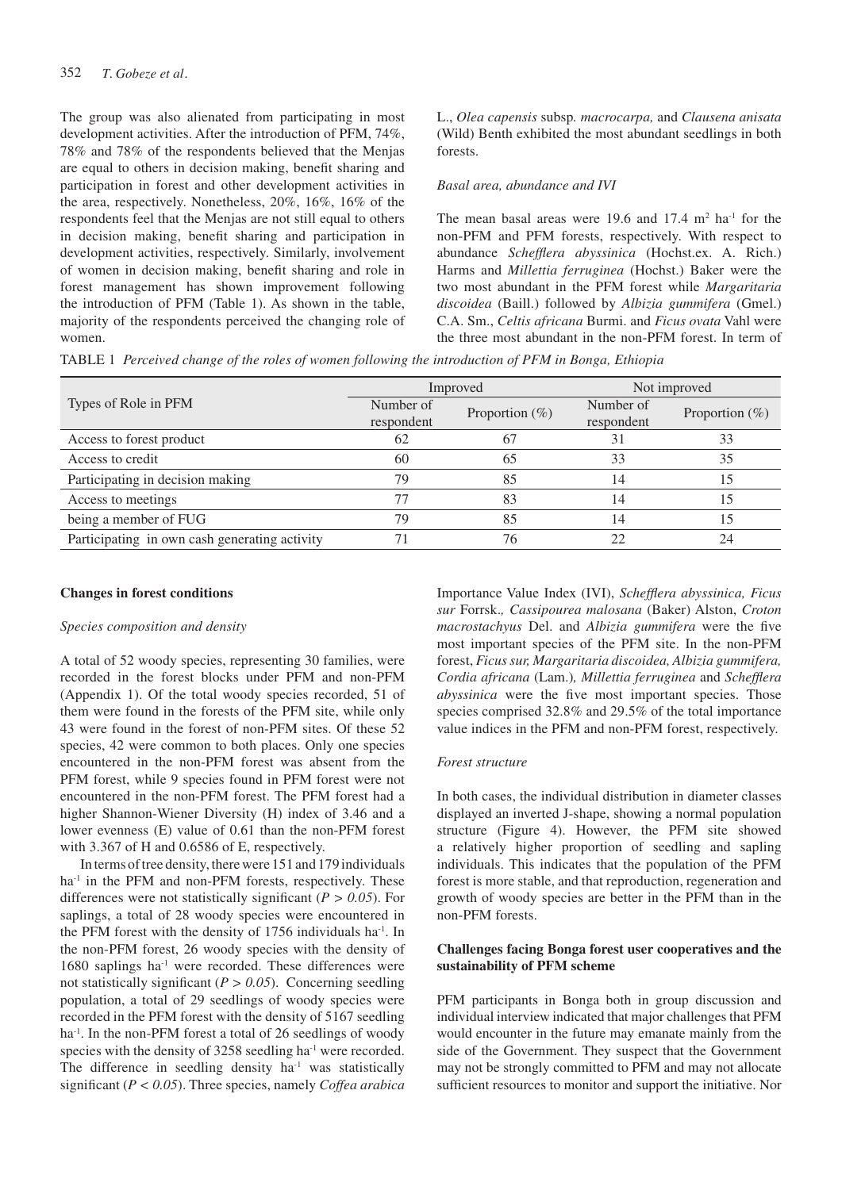The group was also alienated from participating in most development activities. After the introduction of PFM, 74%, 78% and 78% of the respondents believed that the Menjas are equal to others in decision making, benefit sharing and participation in forest and other development activities in the area, respectively. Nonetheless, 20%, 16%, 16% of the respondents feel that the Menjas are not still equal to others in decision making, benefit sharing and participation in development activities, respectively. Similarly, involvement of women in decision making, benefit sharing and role in forest management has shown improvement following the introduction of PFM (Table 1). As shown in the table, majority of the respondents perceived the changing role of women.

TABLE 1 *Perceived change of the roles of women following the introduction of PFM in Bonga, Ethiopia*

| Types of Role in PFM | Improved | | Not improved | |
|---|---|---|---|---|
| | Number of respondent | Proportion (%) | Number of respondent | Proportion (%) |
| Access to forest product | 62 | 67 | 31 | 33 |
| Access to credit | 60 | 65 | 33 | 35 |
| Participating in decision making | 79 | 85 | 14 | 15 |
| Access to meetings | 77 | 83 | 14 | 15 |
| being a member of FUG | 79 | 85 | 14 | 15 |
| Participating in own cash generating activity | 71 | 76 | 22 | 24 |

## Changes in forest conditions

### *Species composition and density*

A total of 52 woody species, representing 30 families, were recorded in the forest blocks under PFM and non-PFM (Appendix 1). Of the total woody species recorded, 51 of them were found in the forests of the PFM site, while only 43 were found in the forest of non-PFM sites. Of these 52 species, 42 were common to both places. Only one species encountered in the non-PFM forest was absent from the PFM forest, while 9 species found in PFM forest were not encountered in the non-PFM forest. The PFM forest had a higher Shannon-Wiener Diversity (H) index of 3.46 and a lower evenness (E) value of 0.61 than the non-PFM forest with 3.367 of H and 0.6586 of E, respectively.

In terms of tree density, there were 151 and 179 individuals ha$^{-1}$ in the PFM and non-PFM forests, respectively. These differences were not statistically significant ($P > 0.05$). For saplings, a total of 28 woody species were encountered in the PFM forest with the density of 1756 individuals ha$^{-1}$. In the non-PFM forest, 26 woody species with the density of 1680 saplings ha$^{-1}$ were recorded. These differences were not statistically significant ($P > 0.05$). Concerning seedling population, a total of 29 seedlings of woody species were recorded in the PFM forest with the density of 5167 seedling ha$^{-1}$. In the non-PFM forest a total of 26 seedlings of woody species with the density of 3258 seedling ha$^{-1}$ were recorded. The difference in seedling density ha$^{-1}$ was statistically significant ($P < 0.05$). Three species, namely *Coffea arabica* L., *Olea capensis* subsp. *macrocarpa,* and *Clausena anisata* (Wild) Benth exhibited the most abundant seedlings in both forests.

### *Basal area, abundance and IVI*

The mean basal areas were 19.6 and 17.4 m$^2$ ha$^{-1}$ for the non-PFM and PFM forests, respectively. With respect to abundance *Schefflera abyssinica* (Hochst.ex. A. Rich.) Harms and *Millettia ferruginea* (Hochst.) Baker were the two most abundant in the PFM forest while *Margaritaria discoidea* (Baill.) followed by *Albizia gummifera* (Gmel.) C.A. Sm., *Celtis africana* Burmi. and *Ficus ovata* Vahl were the three most abundant in the non-PFM forest. In term of Importance Value Index (IVI), *Schefflera abyssinica, Ficus sur* Forrsk.*, Cassipourea malosana* (Baker) Alston, *Croton macrostachyus* Del. and *Albizia gummifera* were the five most important species of the PFM site. In the non-PFM forest, *Ficus sur, Margaritaria discoidea, Albizia gummifera, Cordia africana* (Lam.)*, Millettia ferruginea* and *Schefflera abyssinica* were the five most important species. Those species comprised 32.8% and 29.5% of the total importance value indices in the PFM and non-PFM forest, respectively.

### *Forest structure*

In both cases, the individual distribution in diameter classes displayed an inverted J-shape, showing a normal population structure (Figure 4). However, the PFM site showed a relatively higher proportion of seedling and sapling individuals. This indicates that the population of the PFM forest is more stable, and that reproduction, regeneration and growth of woody species are better in the PFM than in the non-PFM forests.

## Challenges facing Bonga forest user cooperatives and the sustainability of PFM scheme

PFM participants in Bonga both in group discussion and individual interview indicated that major challenges that PFM would encounter in the future may emanate mainly from the side of the Government. They suspect that the Government may not be strongly committed to PFM and may not allocate sufficient resources to monitor and support the initiative. Nor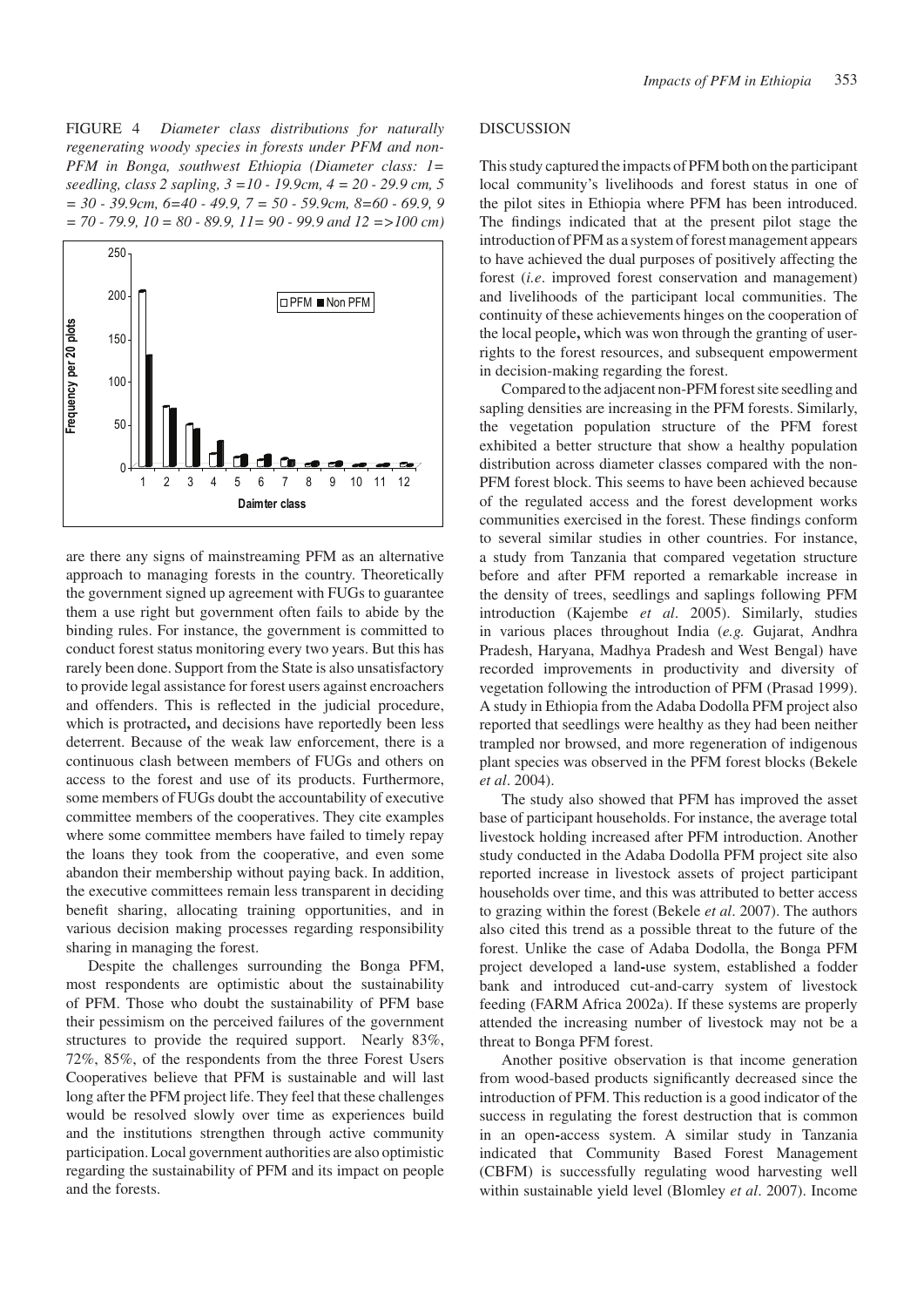FIGURE 4 *Diameter class distributions for naturally regenerating woody species in forests under PFM and non-PFM in Bonga, southwest Ethiopia (Diameter class: 1= seedling, class 2 sapling, 3 =10 - 19.9cm, 4 = 20 - 29.9 cm, 5 = 30 - 39.9cm, 6=40 - 49.9, 7 = 50 - 59.9cm, 8=60 - 69.9, 9 = 70 - 79.9, 10 = 80 - 89.9, 11= 90 - 99.9 and 12 =>100 cm)*

are there any signs of mainstreaming PFM as an alternative approach to managing forests in the country. Theoretically the government signed up agreement with FUGs to guarantee them a use right but government often fails to abide by the binding rules. For instance, the government is committed to conduct forest status monitoring every two years. But this has rarely been done. Support from the State is also unsatisfactory to provide legal assistance for forest users against encroachers and offenders. This is reflected in the judicial procedure, which is protracted**,** and decisions have reportedly been less deterrent. Because of the weak law enforcement, there is a continuous clash between members of FUGs and others on access to the forest and use of its products. Furthermore, some members of FUGs doubt the accountability of executive committee members of the cooperatives. They cite examples where some committee members have failed to timely repay the loans they took from the cooperative, and even some abandon their membership without paying back. In addition, the executive committees remain less transparent in deciding benefit sharing, allocating training opportunities, and in various decision making processes regarding responsibility sharing in managing the forest.

Despite the challenges surrounding the Bonga PFM, most respondents are optimistic about the sustainability of PFM. Those who doubt the sustainability of PFM base their pessimism on the perceived failures of the government structures to provide the required support. Nearly 83%, 72%, 85%, of the respondents from the three Forest Users Cooperatives believe that PFM is sustainable and will last long after the PFM project life. They feel that these challenges would be resolved slowly over time as experiences build and the institutions strengthen through active community participation. Local government authorities are also optimistic regarding the sustainability of PFM and its impact on people and the forests.

## DISCUSSION

This study captured the impacts of PFM both on the participant local community's livelihoods and forest status in one of the pilot sites in Ethiopia where PFM has been introduced. The findings indicated that at the present pilot stage the introduction of PFM as a system of forest management appears to have achieved the dual purposes of positively affecting the forest (*i.e*. improved forest conservation and management) and livelihoods of the participant local communities. The continuity of these achievements hinges on the cooperation of the local people**,** which was won through the granting of user-rights to the forest resources, and subsequent empowerment in decision-making regarding the forest.

Compared to the adjacent non-PFM forest site seedling and sapling densities are increasing in the PFM forests. Similarly, the vegetation population structure of the PFM forest exhibited a better structure that show a healthy population distribution across diameter classes compared with the non-PFM forest block. This seems to have been achieved because of the regulated access and the forest development works communities exercised in the forest. These findings conform to several similar studies in other countries. For instance, a study from Tanzania that compared vegetation structure before and after PFM reported a remarkable increase in the density of trees, seedlings and saplings following PFM introduction (Kajembe *et al*. 2005). Similarly, studies in various places throughout India (*e.g.* Gujarat, Andhra Pradesh, Haryana, Madhya Pradesh and West Bengal) have recorded improvements in productivity and diversity of vegetation following the introduction of PFM (Prasad 1999). A study in Ethiopia from the Adaba Dodolla PFM project also reported that seedlings were healthy as they had been neither trampled nor browsed, and more regeneration of indigenous plant species was observed in the PFM forest blocks (Bekele *et al*. 2004).

The study also showed that PFM has improved the asset base of participant households. For instance, the average total livestock holding increased after PFM introduction. Another study conducted in the Adaba Dodolla PFM project site also reported increase in livestock assets of project participant households over time, and this was attributed to better access to grazing within the forest (Bekele *et al*. 2007). The authors also cited this trend as a possible threat to the future of the forest. Unlike the case of Adaba Dodolla, the Bonga PFM project developed a land**-**use system, established a fodder bank and introduced cut-and-carry system of livestock feeding (FARM Africa 2002a). If these systems are properly attended the increasing number of livestock may not be a threat to Bonga PFM forest.

Another positive observation is that income generation from wood-based products significantly decreased since the introduction of PFM. This reduction is a good indicator of the success in regulating the forest destruction that is common in an open**-**access system. A similar study in Tanzania indicated that Community Based Forest Management (CBFM) is successfully regulating wood harvesting well within sustainable yield level (Blomley *et al*. 2007). Income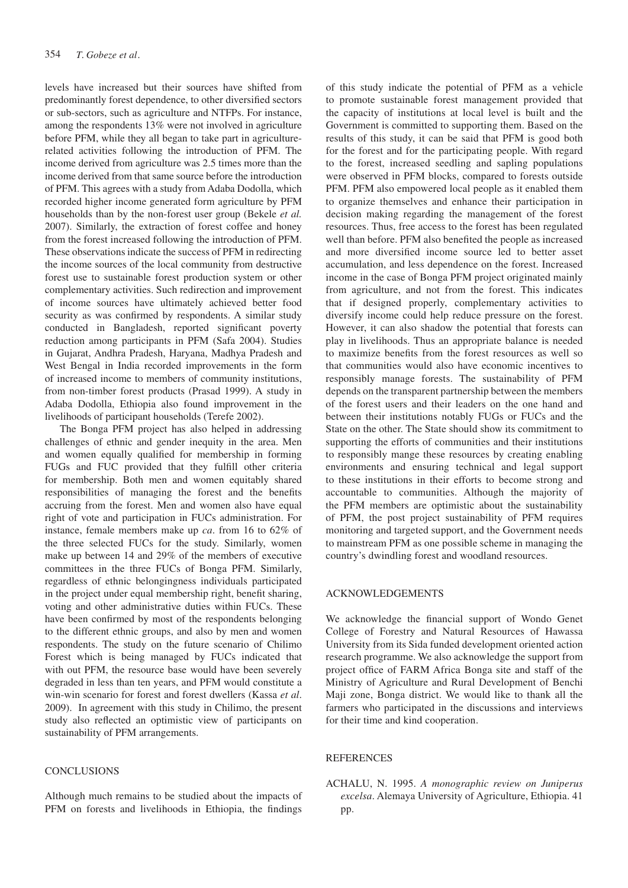levels have increased but their sources have shifted from predominantly forest dependence, to other diversified sectors or sub-sectors, such as agriculture and NTFPs. For instance, among the respondents 13% were not involved in agriculture before PFM, while they all began to take part in agriculture-related activities following the introduction of PFM. The income derived from agriculture was 2.5 times more than the income derived from that same source before the introduction of PFM. This agrees with a study from Adaba Dodolla, which recorded higher income generated form agriculture by PFM households than by the non-forest user group (Bekele *et al.* 2007). Similarly, the extraction of forest coffee and honey from the forest increased following the introduction of PFM. These observations indicate the success of PFM in redirecting the income sources of the local community from destructive forest use to sustainable forest production system or other complementary activities. Such redirection and improvement of income sources have ultimately achieved better food security as was confirmed by respondents. A similar study conducted in Bangladesh, reported significant poverty reduction among participants in PFM (Safa 2004). Studies in Gujarat, Andhra Pradesh, Haryana, Madhya Pradesh and West Bengal in India recorded improvements in the form of increased income to members of community institutions, from non-timber forest products (Prasad 1999). A study in Adaba Dodolla, Ethiopia also found improvement in the livelihoods of participant households (Terefe 2002).

The Bonga PFM project has also helped in addressing challenges of ethnic and gender inequity in the area. Men and women equally qualified for membership in forming FUGs and FUC provided that they fulfill other criteria for membership. Both men and women equitably shared responsibilities of managing the forest and the benefits accruing from the forest. Men and women also have equal right of vote and participation in FUCs administration. For instance, female members make up *ca*. from 16 to 62% of the three selected FUCs for the study. Similarly, women make up between 14 and 29% of the members of executive committees in the three FUCs of Bonga PFM. Similarly, regardless of ethnic belongingness individuals participated in the project under equal membership right, benefit sharing, voting and other administrative duties within FUCs. These have been confirmed by most of the respondents belonging to the different ethnic groups, and also by men and women respondents. The study on the future scenario of Chilimo Forest which is being managed by FUCs indicated that with out PFM, the resource base would have been severely degraded in less than ten years, and PFM would constitute a win-win scenario for forest and forest dwellers (Kassa *et al*. 2009). In agreement with this study in Chilimo, the present study also reflected an optimistic view of participants on sustainability of PFM arrangements.

## CONCLUSIONS

Although much remains to be studied about the impacts of PFM on forests and livelihoods in Ethiopia, the findings of this study indicate the potential of PFM as a vehicle to promote sustainable forest management provided that the capacity of institutions at local level is built and the Government is committed to supporting them. Based on the results of this study, it can be said that PFM is good both for the forest and for the participating people. With regard to the forest, increased seedling and sapling populations were observed in PFM blocks, compared to forests outside PFM. PFM also empowered local people as it enabled them to organize themselves and enhance their participation in decision making regarding the management of the forest resources. Thus, free access to the forest has been regulated well than before. PFM also benefited the people as increased and more diversified income source led to better asset accumulation, and less dependence on the forest. Increased income in the case of Bonga PFM project originated mainly from agriculture, and not from the forest. This indicates that if designed properly, complementary activities to diversify income could help reduce pressure on the forest. However, it can also shadow the potential that forests can play in livelihoods. Thus an appropriate balance is needed to maximize benefits from the forest resources as well so that communities would also have economic incentives to responsibly manage forests. The sustainability of PFM depends on the transparent partnership between the members of the forest users and their leaders on the one hand and between their institutions notably FUGs or FUCs and the State on the other. The State should show its commitment to supporting the efforts of communities and their institutions to responsibly mange these resources by creating enabling environments and ensuring technical and legal support to these institutions in their efforts to become strong and accountable to communities. Although the majority of the PFM members are optimistic about the sustainability of PFM, the post project sustainability of PFM requires monitoring and targeted support, and the Government needs to mainstream PFM as one possible scheme in managing the country's dwindling forest and woodland resources.

## ACKNOWLEDGEMENTS

We acknowledge the financial support of Wondo Genet College of Forestry and Natural Resources of Hawassa University from its Sida funded development oriented action research programme. We also acknowledge the support from project office of FARM Africa Bonga site and staff of the Ministry of Agriculture and Rural Development of Benchi Maji zone, Bonga district. We would like to thank all the farmers who participated in the discussions and interviews for their time and kind cooperation.

## REFERENCES

ACHALU, N. 1995. *A monographic review on Juniperus excelsa*. Alemaya University of Agriculture, Ethiopia. 41 pp.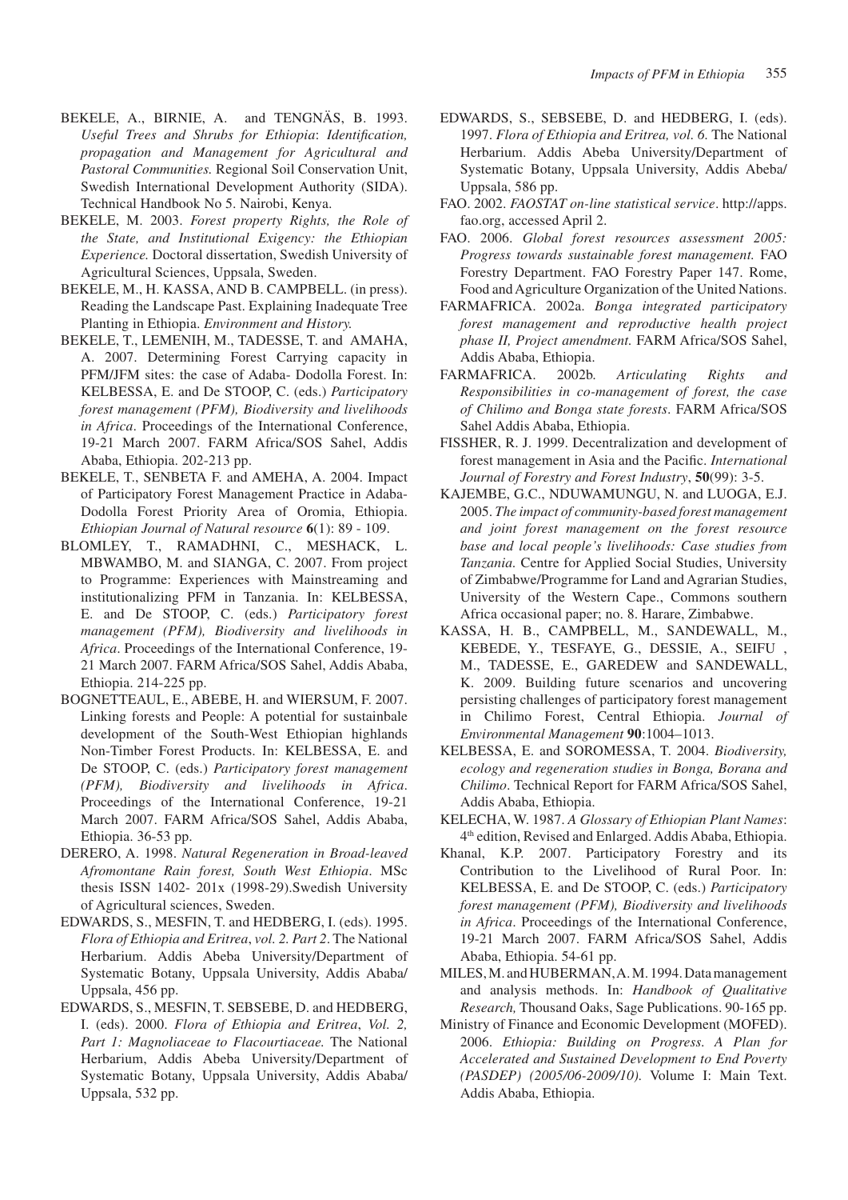BEKELE, A., BIRNIE, A. and TENGNÄS, B. 1993. *Useful Trees and Shrubs for Ethiopia*: *Identification, propagation and Management for Agricultural and Pastoral Communities.* Regional Soil Conservation Unit, Swedish International Development Authority (SIDA). Technical Handbook No 5. Nairobi, Kenya.

BEKELE, M. 2003. *Forest property Rights, the Role of the State, and Institutional Exigency: the Ethiopian Experience.* Doctoral dissertation, Swedish University of Agricultural Sciences, Uppsala, Sweden.

BEKELE, M., H. KASSA, AND B. CAMPBELL. (in press). Reading the Landscape Past. Explaining Inadequate Tree Planting in Ethiopia. *Environment and History.*

BEKELE, T., LEMENIH, M., TADESSE, T. and AMAHA, A. 2007. Determining Forest Carrying capacity in PFM/JFM sites: the case of Adaba- Dodolla Forest. In: KELBESSA, E. and De STOOP, C. (eds.) *Participatory forest management (PFM), Biodiversity and livelihoods in Africa*. Proceedings of the International Conference, 19-21 March 2007. FARM Africa/SOS Sahel, Addis Ababa, Ethiopia. 202-213 pp.

BEKELE, T., SENBETA F. and AMEHA, A. 2004. Impact of Participatory Forest Management Practice in Adaba-Dodolla Forest Priority Area of Oromia, Ethiopia. *Ethiopian Journal of Natural resource* **6**(1): 89 - 109.

BLOMLEY, T., RAMADHNI, C., MESHACK, L. MBWAMBO, M. and SIANGA, C. 2007. From project to Programme: Experiences with Mainstreaming and institutionalizing PFM in Tanzania. In: KELBESSA, E. and De STOOP, C. (eds.) *Participatory forest management (PFM), Biodiversity and livelihoods in Africa*. Proceedings of the International Conference, 19-21 March 2007. FARM Africa/SOS Sahel, Addis Ababa, Ethiopia. 214-225 pp.

BOGNETTEAUL, E., ABEBE, H. and WIERSUM, F. 2007. Linking forests and People: A potential for sustainbale development of the South-West Ethiopian highlands Non-Timber Forest Products. In: KELBESSA, E. and De STOOP, C. (eds.) *Participatory forest management (PFM), Biodiversity and livelihoods in Africa*. Proceedings of the International Conference, 19-21 March 2007. FARM Africa/SOS Sahel, Addis Ababa, Ethiopia. 36-53 pp.

DERERO, A. 1998. *Natural Regeneration in Broad-leaved Afromontane Rain forest, South West Ethiopia*. MSc thesis ISSN 1402- 201x (1998-29).Swedish University of Agricultural sciences, Sweden.

EDWARDS, S., MESFIN, T. and HEDBERG, I. (eds). 1995. *Flora of Ethiopia and Eritrea*, *vol. 2. Part 2*. The National Herbarium. Addis Abeba University/Department of Systematic Botany, Uppsala University, Addis Ababa/ Uppsala, 456 pp.

EDWARDS, S., MESFIN, T. SEBSEBE, D. and HEDBERG, I. (eds). 2000. *Flora of Ethiopia and Eritrea*, *Vol. 2, Part 1: Magnoliaceae to Flacourtiaceae.* The National Herbarium, Addis Abeba University/Department of Systematic Botany, Uppsala University, Addis Ababa/ Uppsala, 532 pp.

EDWARDS, S., SEBSEBE, D. and HEDBERG, I. (eds). 1997. *Flora of Ethiopia and Eritrea, vol. 6.* The National Herbarium. Addis Abeba University/Department of Systematic Botany, Uppsala University, Addis Abeba/ Uppsala, 586 pp.

FAO. 2002. *FAOSTAT on-line statistical service*. http://apps.fao.org, accessed April 2.

FAO. 2006. *Global forest resources assessment 2005: Progress towards sustainable forest management.* FAO Forestry Department. FAO Forestry Paper 147. Rome, Food and Agriculture Organization of the United Nations.

FARMAFRICA. 2002a. *Bonga integrated participatory forest management and reproductive health project phase II, Project amendment.* FARM Africa/SOS Sahel, Addis Ababa, Ethiopia.

FARMAFRICA. 2002b*. Articulating Rights and Responsibilities in co-management of forest, the case of Chilimo and Bonga state forests*. FARM Africa/SOS Sahel Addis Ababa, Ethiopia.

FISSHER, R. J. 1999. Decentralization and development of forest management in Asia and the Pacific. *International Journal of Forestry and Forest Industry*, **50**(99): 3-5.

KAJEMBE, G.C., NDUWAMUNGU, N. and LUOGA, E.J. 2005. *The impact of community-based forest management and joint forest management on the forest resource base and local people's livelihoods: Case studies from Tanzania.* Centre for Applied Social Studies, University of Zimbabwe/Programme for Land and Agrarian Studies, University of the Western Cape., Commons southern Africa occasional paper; no. 8. Harare, Zimbabwe.

KASSA, H. B., CAMPBELL, M., SANDEWALL, M., KEBEDE, Y., TESFAYE, G., DESSIE, A., SEIFU , M., TADESSE, E., GAREDEW and SANDEWALL, K. 2009. Building future scenarios and uncovering persisting challenges of participatory forest management in Chilimo Forest, Central Ethiopia. *Journal of Environmental Management* **90**:1004–1013.

KELBESSA, E. and SOROMESSA, T. 2004. *Biodiversity, ecology and regeneration studies in Bonga, Borana and Chilimo*. Technical Report for FARM Africa/SOS Sahel, Addis Ababa, Ethiopia.

KELECHA, W. 1987. *A Glossary of Ethiopian Plant Names*: 4th edition, Revised and Enlarged. Addis Ababa, Ethiopia.

Khanal, K.P. 2007. Participatory Forestry and its Contribution to the Livelihood of Rural Poor. In: KELBESSA, E. and De STOOP, C. (eds.) *Participatory forest management (PFM), Biodiversity and livelihoods in Africa*. Proceedings of the International Conference, 19-21 March 2007. FARM Africa/SOS Sahel, Addis Ababa, Ethiopia. 54-61 pp.

MILES, M. and HUBERMAN, A. M. 1994. Data management and analysis methods. In: *Handbook of Qualitative Research,* Thousand Oaks, Sage Publications. 90-165 pp.

Ministry of Finance and Economic Development (MOFED). 2006. *Ethiopia: Building on Progress. A Plan for Accelerated and Sustained Development to End Poverty (PASDEP) (2005/06-2009/10).* Volume I: Main Text. Addis Ababa, Ethiopia.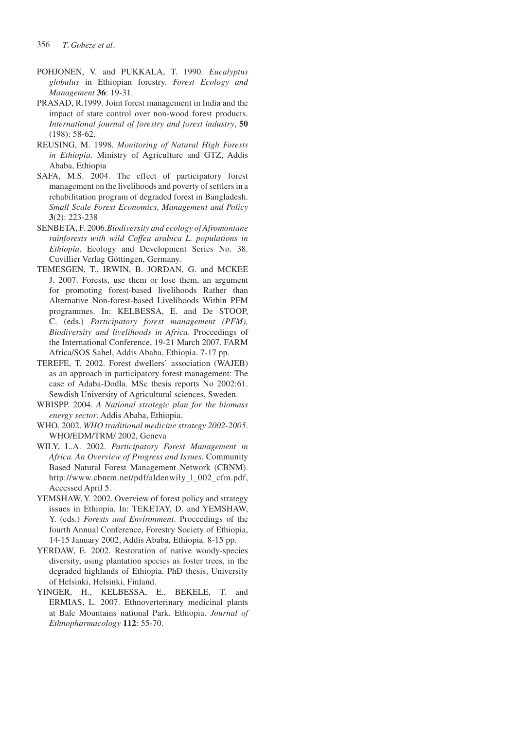POHJONEN, V. and PUKKALA, T. 1990. *Eucalyptus globulus* in Ethiopian forestry. *Forest Ecology and Management* **36**: 19-31.

PRASAD, R.1999. Joint forest management in India and the impact of state control over non-wood forest products. *International journal of forestry and forest industry*, **50** (198): 58-62.

REUSING, M. 1998. *Monitoring of Natural High Forests in Ethiopia*. Ministry of Agriculture and GTZ, Addis Ababa, Ethiopia

SAFA, M.S. 2004. The effect of participatory forest management on the livelihoods and poverty of settlers in a rehabilitation program of degraded forest in Bangladesh. *Small Scale Forest Economics, Management and Policy* **3**(2): 223-238

SENBETA, F. 2006.*Biodiversity and ecology of Afromontane rainforests with wild Coffea arabica L. populations in Ethiopia*. Ecology and Development Series No. 38. Cuvillier Verlag Göttingen, Germany.

TEMESGEN, T., IRWIN, B. JORDAN, G. and MCKEE J. 2007. Forests, use them or lose them, an argument for promoting forest-based livelihoods Rather than Alternative Non-forest-based Livelihoods Within PFM programmes. In: KELBESSA, E. and De STOOP, C. (eds.) *Participatory forest management (PFM), Biodiversity and livelihoods in Africa*. Proceedings of the International Conference, 19-21 March 2007. FARM Africa/SOS Sahel, Addis Ababa, Ethiopia. 7-17 pp.

TEREFE, T. 2002. Forest dwellers' association (WAJEB) as an approach in participatory forest management: The case of Adaba-Dodla. MSc thesis reports No 2002:61. Sewdish University of Agricultural sciences, Sweden.

WBISPP. 2004. *A National strategic plan for the biomass energy sector*. Addis Ababa, Ethiopia.

WHO. 2002. *WHO traditional medicine strategy 2002-2005*. WHO/EDM/TRM/ 2002, Geneva

WILY, L.A. 2002. *Participatory Forest Management in Africa. An Overview of Progress and Issues.* Community Based Natural Forest Management Network (CBNM). http://www.cbnrm.net/pdf/aldenwily_l_002_cfm.pdf, Accessed April 5.

YEMSHAW, Y. 2002. Overview of forest policy and strategy issues in Ethiopia. In: TEKETAY, D. and YEMSHAW, Y. (eds.) *Forests and Environment*. Proceedings of the fourth Annual Conference, Forestry Society of Ethiopia, 14-15 January 2002, Addis Ababa, Ethiopia. 8-15 pp.

YERDAW, E. 2002. Restoration of native woody-species diversity, using plantation species as foster trees, in the degraded highlands of Ethiopia. PhD thesis, University of Helsinki, Helsinki, Finland.

YINGER, H., KELBESSA, E., BEKELE, T. and ERMIAS, L. 2007. Ethnoverterinary medicinal plants at Bale Mountains national Park. Ethiopia. *Journal of Ethnopharmacology* **112**: 55-70.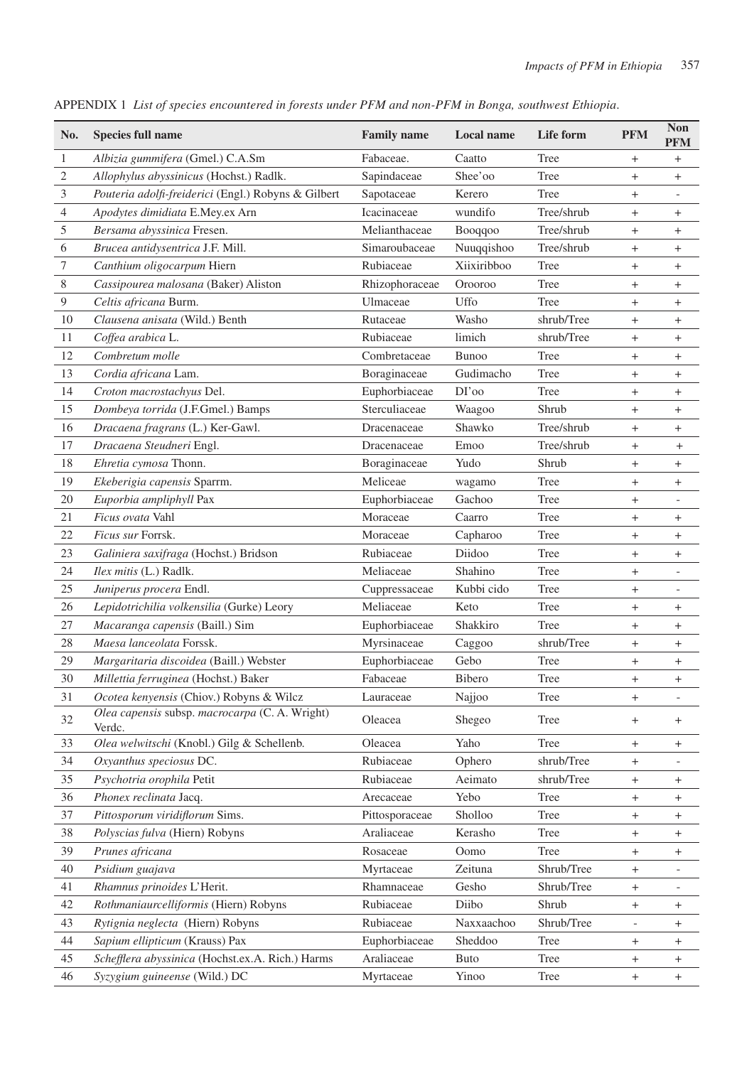APPENDIX 1 *List of species encountered in forests under PFM and non-PFM in Bonga, southwest Ethiopia.*

| No. | Species full name | Family name | Local name | Life form | PFM | Non PFM |
|---|---|---|---|---|---|---|
| 1 | *Albizia gummifera* (Gmel.) C.A.Sm | Fabaceae. | Caatto | Tree | + | + |
| 2 | *Allophylus abyssinicus* (Hochst.) Radlk. | Sapindaceae | Shee'oo | Tree | + | + |
| 3 | *Pouteria adolfi-freiderici* (Engl.) Robyns & Gilbert | Sapotaceae | Kerero | Tree | + | - |
| 4 | *Apodytes dimidiata* E.Mey.ex Arn | Icacinaceae | wundifo | Tree/shrub | + | + |
| 5 | *Bersama abyssinica* Fresen. | Melianthaceae | Booqqoo | Tree/shrub | + | + |
| 6 | *Brucea antidysentrica* J.F. Mill. | Simaroubaceae | Nuuqqishoo | Tree/shrub | + | + |
| 7 | *Canthium oligocarpum* Hiern | Rubiaceae | Xiixiribboo | Tree | + | + |
| 8 | *Cassipourea malosana* (Baker) Aliston | Rhizophoraceae | Orooroo | Tree | + | + |
| 9 | *Celtis africana* Burm. | Ulmaceae | Uffo | Tree | + | + |
| 10 | *Clausena anisata* (Wild.) Benth | Rutaceae | Washo | shrub/Tree | + | + |
| 11 | *Coffea arabica* L. | Rubiaceae | limich | shrub/Tree | + | + |
| 12 | *Combretum molle* | Combretaceae | Bunoo | Tree | + | + |
| 13 | *Cordia africana* Lam. | Boraginaceae | Gudimacho | Tree | + | + |
| 14 | *Croton macrostachyus* Del. | Euphorbiaceae | DI'oo | Tree | + | + |
| 15 | *Dombeya torrida* (J.F.Gmel.) Bamps | Sterculiaceae | Waagoo | Shrub | + | + |
| 16 | *Dracaena fragrans* (L.) Ker-Gawl. | Dracenaceae | Shawko | Tree/shrub | + | + |
| 17 | *Dracaena Steudneri* Engl. | Dracenaceae | Emoo | Tree/shrub | + | + |
| 18 | *Ehretia cymosa* Thonn. | Boraginaceae | Yudo | Shrub | + | + |
| 19 | *Ekeberigia capensis* Sparrm. | Meliceae | wagamo | Tree | + | + |
| 20 | *Euporbia ampliphyll* Pax | Euphorbiaceae | Gachoo | Tree | + | - |
| 21 | *Ficus ovata* Vahl | Moraceae | Caarro | Tree | + | + |
| 22 | *Ficus sur* Forrsk. | Moraceae | Capharoo | Tree | + | + |
| 23 | *Galiniera saxifraga* (Hochst.) Bridson | Rubiaceae | Diidoo | Tree | + | + |
| 24 | *Ilex mitis* (L.) Radlk. | Meliaceae | Shahino | Tree | + | - |
| 25 | *Juniperus procera* Endl. | Cuppressaceae | Kubbi cido | Tree | + | - |
| 26 | *Lepidotrichilia volkensilia* (Gurke) Leory | Meliaceae | Keto | Tree | + | + |
| 27 | *Macaranga capensis* (Baill.) Sim | Euphorbiaceae | Shakkiro | Tree | + | + |
| 28 | *Maesa lanceolata* Forssk. | Myrsinaceae | Caggoo | shrub/Tree | + | + |
| 29 | *Margaritaria discoidea* (Baill.) Webster | Euphorbiaceae | Gebo | Tree | + | + |
| 30 | *Millettia ferruginea* (Hochst.) Baker | Fabaceae | Bibero | Tree | + | + |
| 31 | *Ocotea kenyensis* (Chiov.) Robyns & Wilcz | Lauraceae | Najjoo | Tree | + | - |
| 32 | *Olea capensis* subsp. *macrocarpa* (C. A. Wright) Verdc. | Oleacea | Shegeo | Tree | + | + |
| 33 | *Olea welwitschi* (Knobl.) Gilg & Schellenb. | Oleacea | Yaho | Tree | + | + |
| 34 | *Oxyanthus speciosus* DC. | Rubiaceae | Ophero | shrub/Tree | + | - |
| 35 | *Psychotria orophila* Petit | Rubiaceae | Aeimato | shrub/Tree | + | + |
| 36 | *Phonex reclinata* Jacq. | Arecaceae | Yebo | Tree | + | + |
| 37 | *Pittosporum viridiflorum* Sims. | Pittosporaceae | Sholloo | Tree | + | + |
| 38 | *Polyscias fulva* (Hiern) Robyns | Araliaceae | Kerasho | Tree | + | + |
| 39 | *Prunes africana* | Rosaceae | Oomo | Tree | + | + |
| 40 | *Psidium guajava* | Myrtaceae | Zeituna | Shrub/Tree | + | - |
| 41 | *Rhamnus prinoides* L'Herit. | Rhamnaceae | Gesho | Shrub/Tree | + | - |
| 42 | *Rothmaniaurcelliformis* (Hiern) Robyns | Rubiaceae | Diibo | Shrub | + | + |
| 43 | *Rytignia neglecta* (Hiern) Robyns | Rubiaceae | Naxxaachoo | Shrub/Tree | - | + |
| 44 | *Sapium ellipticum* (Krauss) Pax | Euphorbiaceae | Sheddoo | Tree | + | + |
| 45 | *Schefflera abyssinica* (Hochst.ex.A. Rich.) Harms | Araliaceae | Buto | Tree | + | + |
| 46 | *Syzygium guineense* (Wild.) DC | Myrtaceae | Yinoo | Tree | + | + |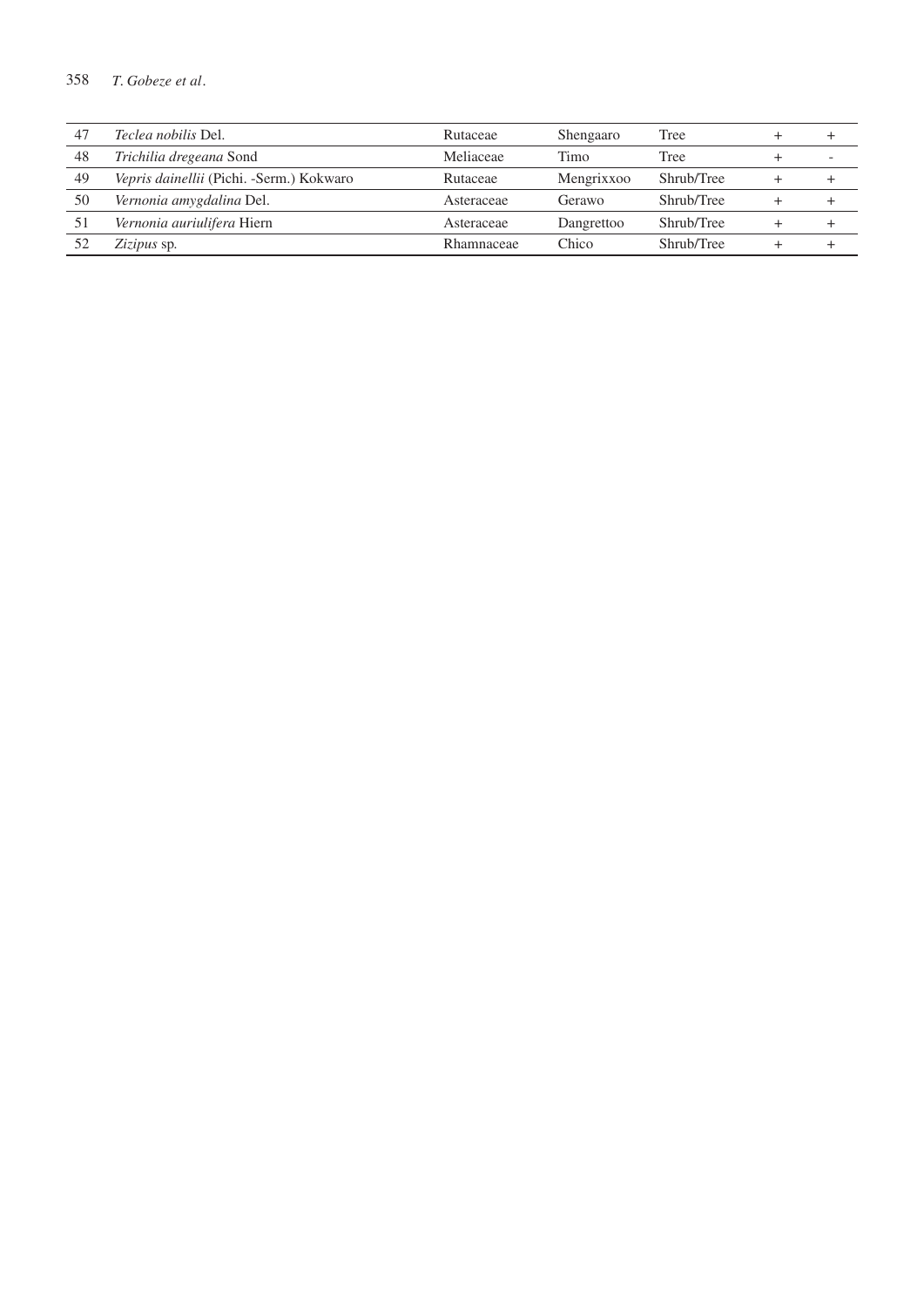| | | | | | | |
|---|---|---|---|---|---|---|
| 47 | *Teclea nobilis* Del. | Rutaceae | Shengaaro | Tree | + | + |
| 48 | *Trichilia dregeana* Sond | Meliaceae | Timo | Tree | + | - |
| 49 | *Vepris dainellii* (Pichi. -Serm.) Kokwaro | Rutaceae | Mengrixxoo | Shrub/Tree | + | + |
| 50 | *Vernonia amygdalina* Del. | Asteraceae | Gerawo | Shrub/Tree | + | + |
| 51 | *Vernonia auriulifera* Hiern | Asteraceae | Dangrettoo | Shrub/Tree | + | + |
| 52 | *Zizipus* sp. | Rhamnaceae | Chico | Shrub/Tree | + | + |